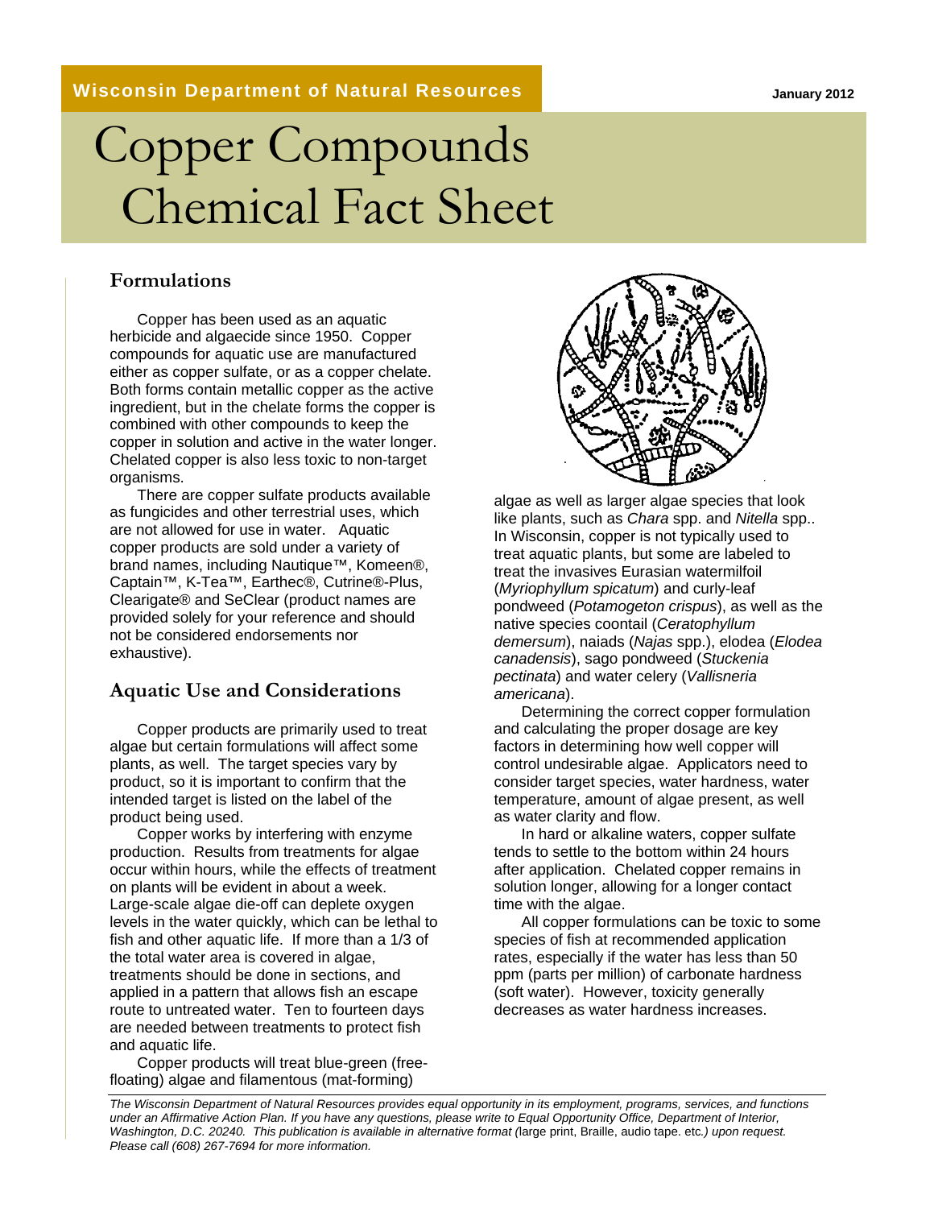Wisconsin Department of Natural Resources

January 2012

# Copper Compounds Chemical Fact Sheet

## Formulations

Copper has been used as an aquatic herbicide and algaecide since 1950. Copper compounds for aquatic use are manufactured either as copper sulfate, or as a copper chelate. Both forms contain metallic copper as the active ingredient, but in the chelate forms the copper is combined with other compounds to keep the copper in solution and active in the water longer. Chelated copper is also less toxic to non-target organisms.

There are copper sulfate products available as fungicides and other terrestrial uses, which are not allowed for use in water. Aquatic copper products are sold under a variety of brand names, including Nautique™, Komeen®, Captain™, K-Tea™, Earthec®, Cutrine®-Plus, Clearigate® and SeClear (product names are provided solely for your reference and should not be considered endorsements nor exhaustive).

## Aquatic Use and Considerations

Copper products are primarily used to treat algae but certain formulations will affect some plants, as well. The target species vary by product, so it is important to confirm that the intended target is listed on the label of the product being used.

Copper works by interfering with enzyme production. Results from treatments for algae occur within hours, while the effects of treatment on plants will be evident in about a week. Large-scale algae die-off can deplete oxygen levels in the water quickly, which can be lethal to fish and other aquatic life. If more than a 1/3 of the total water area is covered in algae, treatments should be done in sections, and applied in a pattern that allows fish an escape route to untreated water. Ten to fourteen days are needed between treatments to protect fish and aquatic life.

Copper products will treat blue-green (free-floating) algae and filamentous (mat-forming) algae as well as larger algae species that look like plants, such as *Chara* spp. and *Nitella* spp.. In Wisconsin, copper is not typically used to treat aquatic plants, but some are labeled to treat the invasives Eurasian watermilfoil (*Myriophyllum spicatum*) and curly-leaf pondweed (*Potamogeton crispus*), as well as the native species coontail (*Ceratophyllum demersum*), naiads (*Najas* spp.), elodea (*Elodea canadensis*), sago pondweed (*Stuckenia pectinata*) and water celery (*Vallisneria americana*).

Determining the correct copper formulation and calculating the proper dosage are key factors in determining how well copper will control undesirable algae. Applicators need to consider target species, water hardness, water temperature, amount of algae present, as well as water clarity and flow.

In hard or alkaline waters, copper sulfate tends to settle to the bottom within 24 hours after application. Chelated copper remains in solution longer, allowing for a longer contact time with the algae.

All copper formulations can be toxic to some species of fish at recommended application rates, especially if the water has less than 50 ppm (parts per million) of carbonate hardness (soft water). However, toxicity generally decreases as water hardness increases.

*The Wisconsin Department of Natural Resources provides equal opportunity in its employment, programs, services, and functions under an Affirmative Action Plan. If you have any questions, please write to Equal Opportunity Office, Department of Interior, Washington, D.C. 20240. This publication is available in alternative format (*large print, Braille, audio tape. etc.*) upon request. Please call (608) 267-7694 for more information.*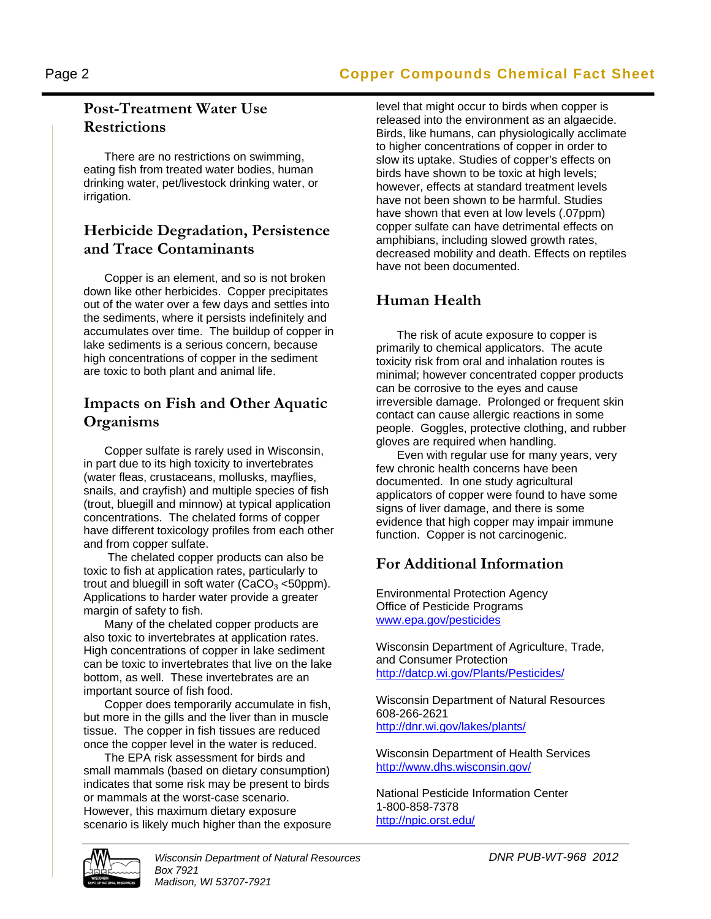## Post-Treatment Water Use Restrictions

There are no restrictions on swimming, eating fish from treated water bodies, human drinking water, pet/livestock drinking water, or irrigation.

## Herbicide Degradation, Persistence and Trace Contaminants

Copper is an element, and so is not broken down like other herbicides. Copper precipitates out of the water over a few days and settles into the sediments, where it persists indefinitely and accumulates over time. The buildup of copper in lake sediments is a serious concern, because high concentrations of copper in the sediment are toxic to both plant and animal life.

## Impacts on Fish and Other Aquatic Organisms

Copper sulfate is rarely used in Wisconsin, in part due to its high toxicity to invertebrates (water fleas, crustaceans, mollusks, mayflies, snails, and crayfish) and multiple species of fish (trout, bluegill and minnow) at typical application concentrations. The chelated forms of copper have different toxicology profiles from each other and from copper sulfate.

The chelated copper products can also be toxic to fish at application rates, particularly to trout and bluegill in soft water ($CaCO_3$ <50ppm). Applications to harder water provide a greater margin of safety to fish.

Many of the chelated copper products are also toxic to invertebrates at application rates. High concentrations of copper in lake sediment can be toxic to invertebrates that live on the lake bottom, as well. These invertebrates are an important source of fish food.

Copper does temporarily accumulate in fish, but more in the gills and the liver than in muscle tissue. The copper in fish tissues are reduced once the copper level in the water is reduced.

The EPA risk assessment for birds and small mammals (based on dietary consumption) indicates that some risk may be present to birds or mammals at the worst-case scenario. However, this maximum dietary exposure scenario is likely much higher than the exposure level that might occur to birds when copper is released into the environment as an algaecide. Birds, like humans, can physiologically acclimate to higher concentrations of copper in order to slow its uptake. Studies of copper's effects on birds have shown to be toxic at high levels; however, effects at standard treatment levels have not been shown to be harmful. Studies have shown that even at low levels (.07ppm) copper sulfate can have detrimental effects on amphibians, including slowed growth rates, decreased mobility and death. Effects on reptiles have not been documented.

## Human Health

The risk of acute exposure to copper is primarily to chemical applicators. The acute toxicity risk from oral and inhalation routes is minimal; however concentrated copper products can be corrosive to the eyes and cause irreversible damage. Prolonged or frequent skin contact can cause allergic reactions in some people. Goggles, protective clothing, and rubber gloves are required when handling.

Even with regular use for many years, very few chronic health concerns have been documented. In one study agricultural applicators of copper were found to have some signs of liver damage, and there is some evidence that high copper may impair immune function. Copper is not carcinogenic.

## For Additional Information

Environmental Protection Agency
Office of Pesticide Programs
www.epa.gov/pesticides

Wisconsin Department of Agriculture, Trade, and Consumer Protection
http://datcp.wi.gov/Plants/Pesticides/

Wisconsin Department of Natural Resources
608-266-2621
http://dnr.wi.gov/lakes/plants/

Wisconsin Department of Health Services
http://www.dhs.wisconsin.gov/

National Pesticide Information Center
1-800-858-7378
http://npic.orst.edu/

*Wisconsin Department of Natural Resources*
*Box 7921*
*Madison, WI 53707-7921*

*DNR PUB-WT-968 2012*